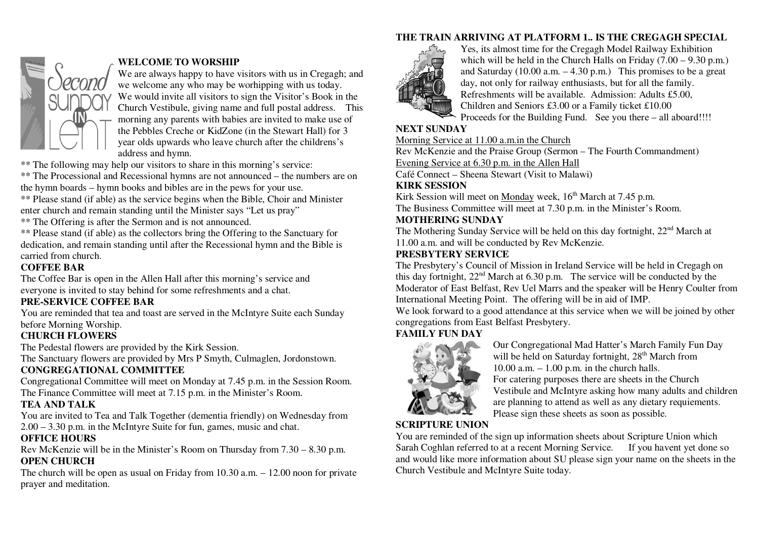## WELCOME TO WORSHIP

We are always happy to have visitors with us in Cregagh; and we welcome any who may be worhipping with us today. We would invite all visitors to sign the Visitor's Book in the Church Vestibule, giving name and full postal address. This morning any parents with babies are invited to make use of the Pebbles Creche or KidZone (in the Stewart Hall) for 3 year olds upwards who leave church after the childrens's address and hymn.

** The following may help our visitors to share in this morning's service:

** The Processional and Recessional hymns are not announced – the numbers are on the hymn boards – hymn books and bibles are in the pews for your use.

** Please stand (if able) as the service begins when the Bible, Choir and Minister enter church and remain standing until the Minister says "Let us pray"

** The Offering is after the Sermon and is not announced.

** Please stand (if able) as the collectors bring the Offering to the Sanctuary for dedication, and remain standing until after the Recessional hymn and the Bible is carried from church.

**COFFEE BAR**

The Coffee Bar is open in the Allen Hall after this morning's service and everyone is invited to stay behind for some refreshments and a chat.

**PRE-SERVICE COFFEE BAR**

You are reminded that tea and toast are served in the McIntyre Suite each Sunday before Morning Worship.

**CHURCH FLOWERS**

The Pedestal flowers are provided by the Kirk Session.
The Sanctuary flowers are provided by Mrs P Smyth, Culmaglen, Jordonstown.

**CONGREGATIONAL COMMITTEE**

Congregational Committee will meet on Monday at 7.45 p.m. in the Session Room.
The Finance Committee will meet at 7.15 p.m. in the Minister's Room.

**TEA AND TALK**

You are invited to Tea and Talk Together (dementia friendly) on Wednesday from 2.00 – 3.30 p.m. in the McIntyre Suite for fun, games, music and chat.

**OFFICE HOURS**

Rev McKenzie will be in the Minister's Room on Thursday from 7.30 – 8.30 p.m.

**OPEN CHURCH**

The church will be open as usual on Friday from 10.30 a.m. – 12.00 noon for private prayer and meditation.

**THE TRAIN ARRIVING AT PLATFORM 1.. IS THE CREGAGH SPECIAL**

Yes, its almost time for the Cregagh Model Railway Exhibition which will be held in the Church Halls on Friday (7.00 – 9.30 p.m.) and Saturday (10.00 a.m. – 4.30 p.m.) This promises to be a great day, not only for railway enthusiasts, but for all the family. Refreshments will be available. Admission: Adults £5.00, Children and Seniors £3.00 or a Family ticket £10.00 Proceeds for the Building Fund. See you there – all aboard!!!!

**NEXT SUNDAY**

Morning Service at 11.00 a.m.in the Church
Rev McKenzie and the Praise Group (Sermon – The Fourth Commandment)
Evening Service at 6.30 p.m. in the Allen Hall
Café Connect – Sheena Stewart (Visit to Malawi)

**KIRK SESSION**

Kirk Session will meet on Monday week, 16th March at 7.45 p.m.
The Business Committee will meet at 7.30 p.m. in the Minister's Room.

**MOTHERING SUNDAY**

The Mothering Sunday Service will be held on this day fortnight, 22nd March at 11.00 a.m. and will be conducted by Rev McKenzie.

**PRESBYTERY SERVICE**

The Presbytery's Council of Mission in Ireland Service will be held in Cregagh on this day fortnight, 22nd March at 6.30 p.m. The service will be conducted by the Moderator of East Belfast, Rev Uel Marrs and the speaker will be Henry Coulter from International Meeting Point. The offering will be in aid of IMP.
We look forward to a good attendance at this service when we will be joined by other congregations from East Belfast Presbytery.

**FAMILY FUN DAY**

Our Congregational Mad Hatter's March Family Fun Day will be held on Saturday fortnight, 28th March from 10.00 a.m. – 1.00 p.m. in the church halls.
For catering purposes there are sheets in the Church Vestibule and McIntyre asking how many adults and children are planning to attend as well as any dietary requiements. Please sign these sheets as soon as possible.

**SCRIPTURE UNION**

You are reminded of the sign up information sheets about Scripture Union which Sarah Coghlan referred to at a recent Morning Service. If you havent yet done so and would like more information about SU please sign your name on the sheets in the Church Vestibule and McIntyre Suite today.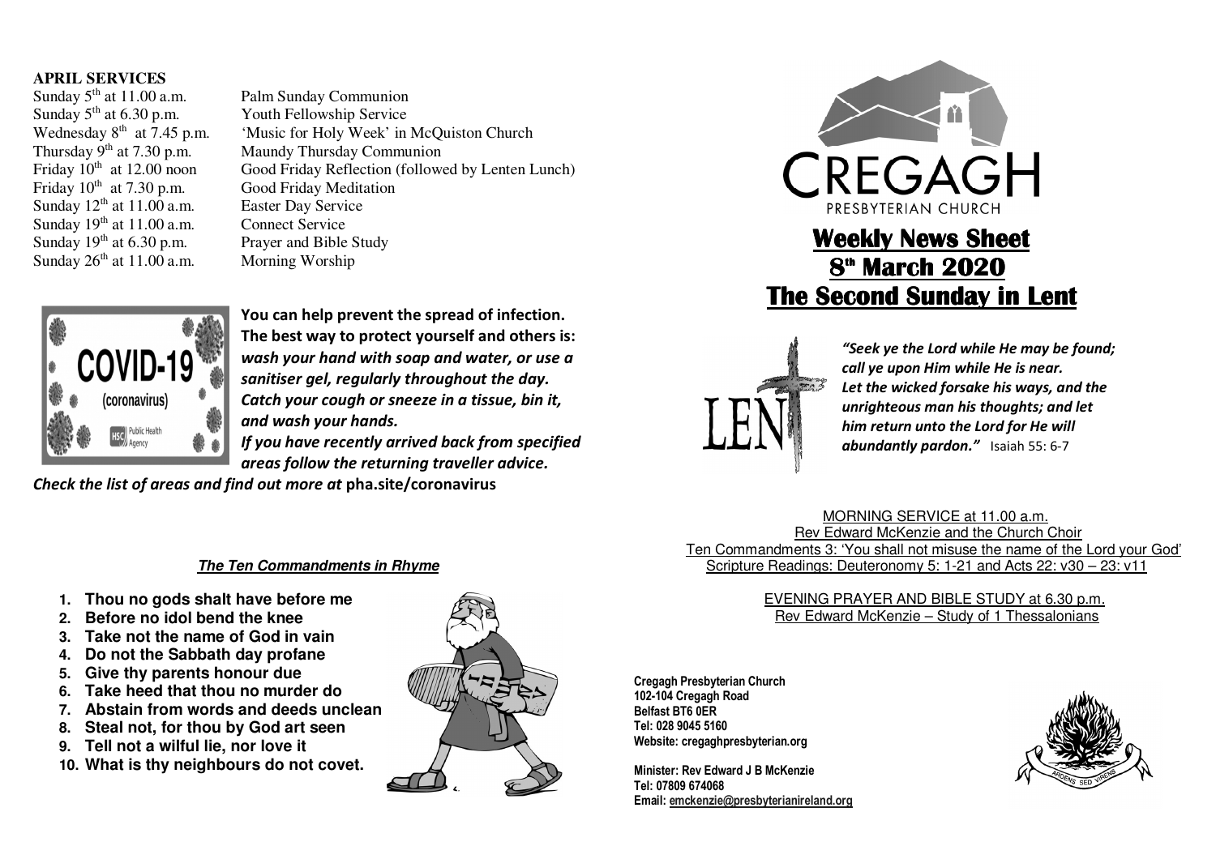**APRIL SERVICES**

| | |
|---|---|
| Sunday 5th at 11.00 a.m. | Palm Sunday Communion |
| Sunday 5th at 6.30 p.m. | Youth Fellowship Service |
| Wednesday 8th at 7.45 p.m. | 'Music for Holy Week' in McQuiston Church |
| Thursday 9th at 7.30 p.m. | Maundy Thursday Communion |
| Friday 10th at 12.00 noon | Good Friday Reflection (followed by Lenten Lunch) |
| Friday 10th at 7.30 p.m. | Good Friday Meditation |
| Sunday 12th at 11.00 a.m. | Easter Day Service |
| Sunday 19th at 11.00 a.m. | Connect Service |
| Sunday 19th at 6.30 p.m. | Prayer and Bible Study |
| Sunday 26th at 11.00 a.m. | Morning Worship |

**You can help prevent the spread of infection.**
**The best way to protect yourself and others is:**
***wash your hand with soap and water, or use a sanitiser gel, regularly throughout the day.***
***Catch your cough or sneeze in a tissue, bin it, and wash your hands.***
***If you have recently arrived back from specified areas follow the returning traveller advice.***

***Check the list of areas and find out more at*** **pha.site/coronavirus**

***The Ten Commandments in Rhyme***

1. **Thou no gods shalt have before me**
2. **Before no idol bend the knee**
3. **Take not the name of God in vain**
4. **Do not the Sabbath day profane**
5. **Give thy parents honour due**
6. **Take heed that thou no murder do**
7. **Abstain from words and deeds unclean**
8. **Steal not, for thou by God art seen**
9. **Tell not a wilful lie, nor love it**
10. **What is thy neighbours do not covet.**

# CREGAGH
PRESBYTERIAN CHURCH

# Weekly News Sheet
# 8th March 2020
# The Second Sunday in Lent

***"Seek ye the Lord while He may be found; call ye upon Him while He is near. Let the wicked forsake his ways, and the unrighteous man his thoughts; and let him return unto the Lord for He will abundantly pardon."*** Isaiah 55: 6-7

MORNING SERVICE at 11.00 a.m.
Rev Edward McKenzie and the Church Choir
Ten Commandments 3: 'You shall not misuse the name of the Lord your God'
Scripture Readings: Deuteronomy 5: 1-21 and Acts 22: v30 – 23: v11

EVENING PRAYER AND BIBLE STUDY at 6.30 p.m.
Rev Edward McKenzie – Study of 1 Thessalonians

**Cregagh Presbyterian Church**
**102-104 Cregagh Road**
**Belfast BT6 0ER**
**Tel: 028 9045 5160**
**Website: cregaghpresbyterian.org**

**Minister: Rev Edward J B McKenzie**
**Tel: 07809 674068**
**Email: emckenzie@presbyterianireland.org**